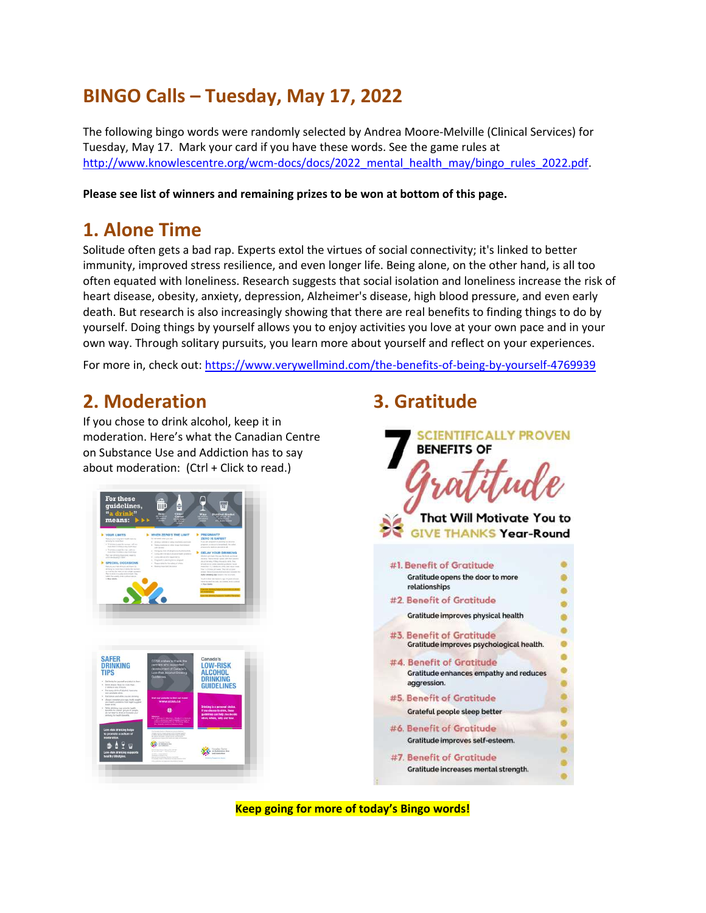# BINGO Calls – Tuesday, May 17, 2022

The following bingo words were randomly selected by Andrea Moore-Melville (Clinical Services) for Tuesday, May 17. Mark your card if you have these words. See the game rules at http://www.knowlescentre.org/wcm-docs/docs/2022_mental_health_may/bingo_rules_2022.pdf.

**Please see list of winners and remaining prizes to be won at bottom of this page.**

## 1. Alone Time

Solitude often gets a bad rap. Experts extol the virtues of social connectivity; it's linked to better immunity, improved stress resilience, and even longer life. Being alone, on the other hand, is all too often equated with loneliness. Research suggests that social isolation and loneliness increase the risk of heart disease, obesity, anxiety, depression, Alzheimer's disease, high blood pressure, and even early death. But research is also increasingly showing that there are real benefits to finding things to do by yourself. Doing things by yourself allows you to enjoy activities you love at your own pace and in your own way. Through solitary pursuits, you learn more about yourself and reflect on your experiences.

For more in, check out: https://www.verywellmind.com/the-benefits-of-being-by-yourself-4769939

## 2. Moderation

If you chose to drink alcohol, keep it in moderation. Here's what the Canadian Centre on Substance Use and Addiction has to say about moderation: (Ctrl + Click to read.)

## 3. Gratitude

**Keep going for more of today's Bingo words!**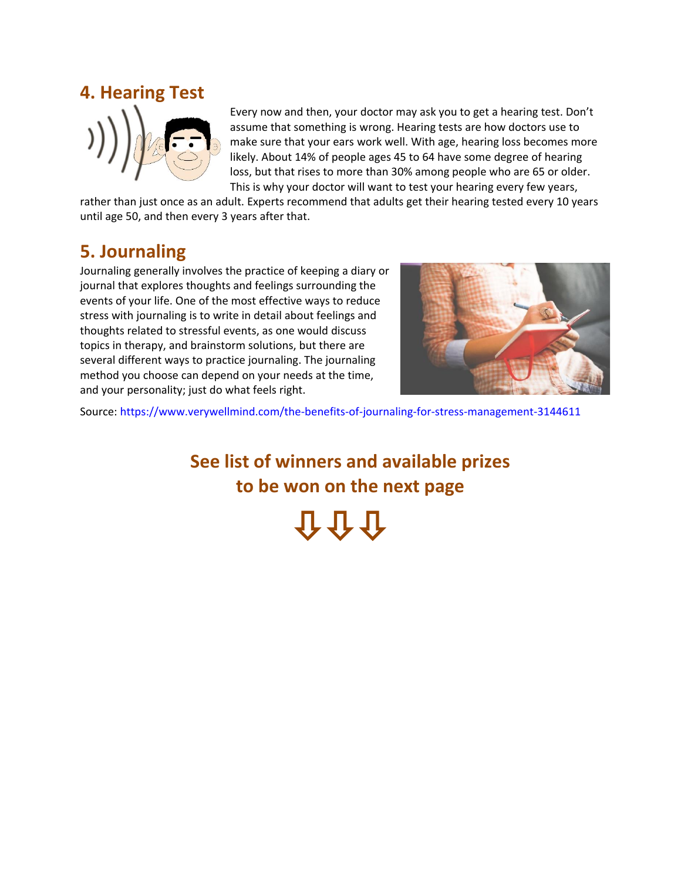## 4. Hearing Test

Every now and then, your doctor may ask you to get a hearing test. Don't assume that something is wrong. Hearing tests are how doctors use to make sure that your ears work well. With age, hearing loss becomes more likely. About 14% of people ages 45 to 64 have some degree of hearing loss, but that rises to more than 30% among people who are 65 or older. This is why your doctor will want to test your hearing every few years, rather than just once as an adult. Experts recommend that adults get their hearing tested every 10 years until age 50, and then every 3 years after that.

## 5. Journaling

Journaling generally involves the practice of keeping a diary or journal that explores thoughts and feelings surrounding the events of your life. One of the most effective ways to reduce stress with journaling is to write in detail about feelings and thoughts related to stressful events, as one would discuss topics in therapy, and brainstorm solutions, but there are several different ways to practice journaling. The journaling method you choose can depend on your needs at the time, and your personality; just do what feels right.

Source: https://www.verywellmind.com/the-benefits-of-journaling-for-stress-management-3144611

**See list of winners and available prizes to be won on the next page**

⇩⇩⇩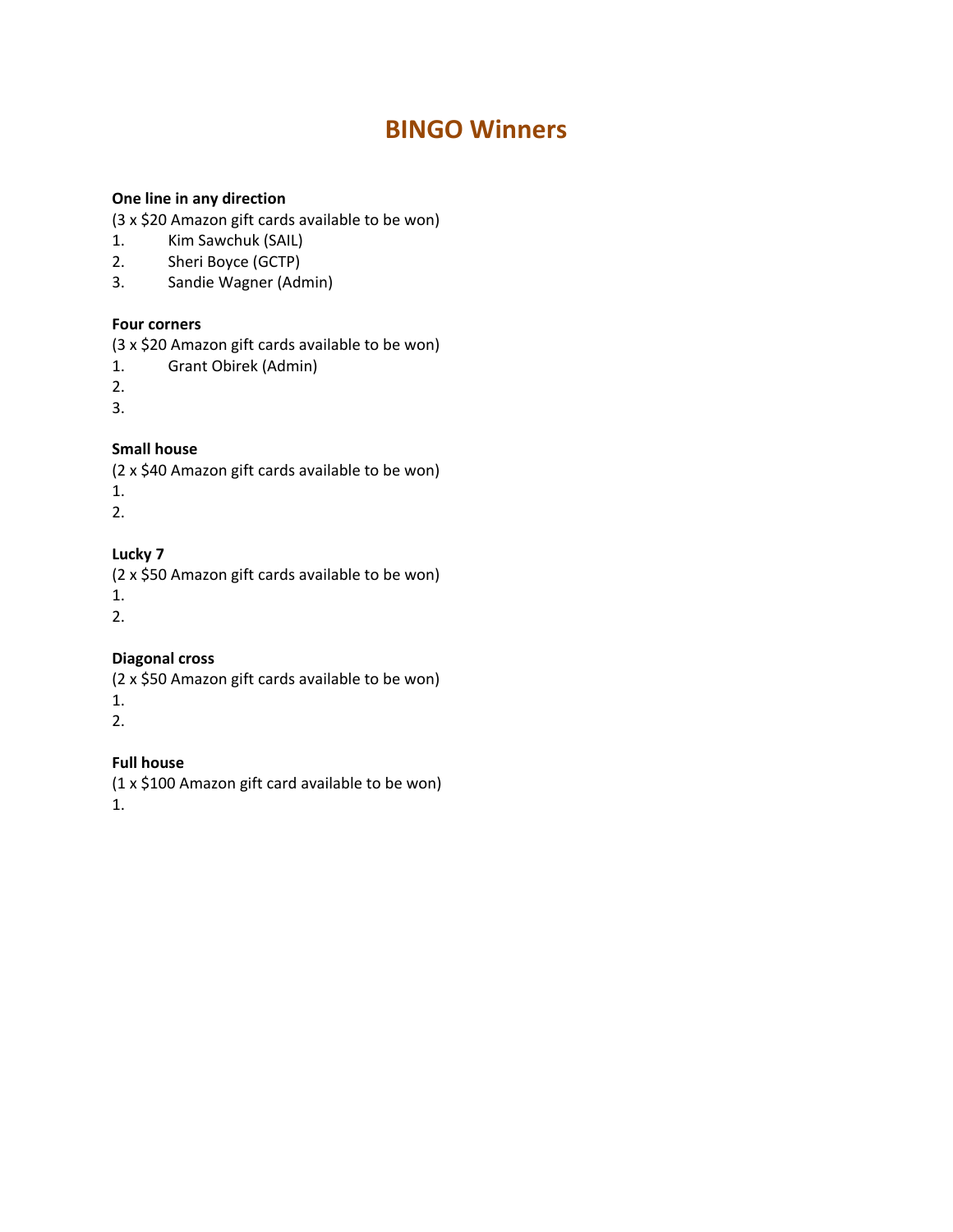# BINGO Winners

**One line in any direction**

(3 x $20 Amazon gift cards available to be won)

1. Kim Sawchuk (SAIL)
2. Sheri Boyce (GCTP)
3. Sandie Wagner (Admin)

**Four corners**

(3 x $20 Amazon gift cards available to be won)

1. Grant Obirek (Admin)
2.
3.

**Small house**

(2 x $40 Amazon gift cards available to be won)

1.
2.

**Lucky 7**

(2 x $50 Amazon gift cards available to be won)

1.
2.

**Diagonal cross**

(2 x $50 Amazon gift cards available to be won)

1.
2.

**Full house**

(1 x $100 Amazon gift card available to be won)

1.